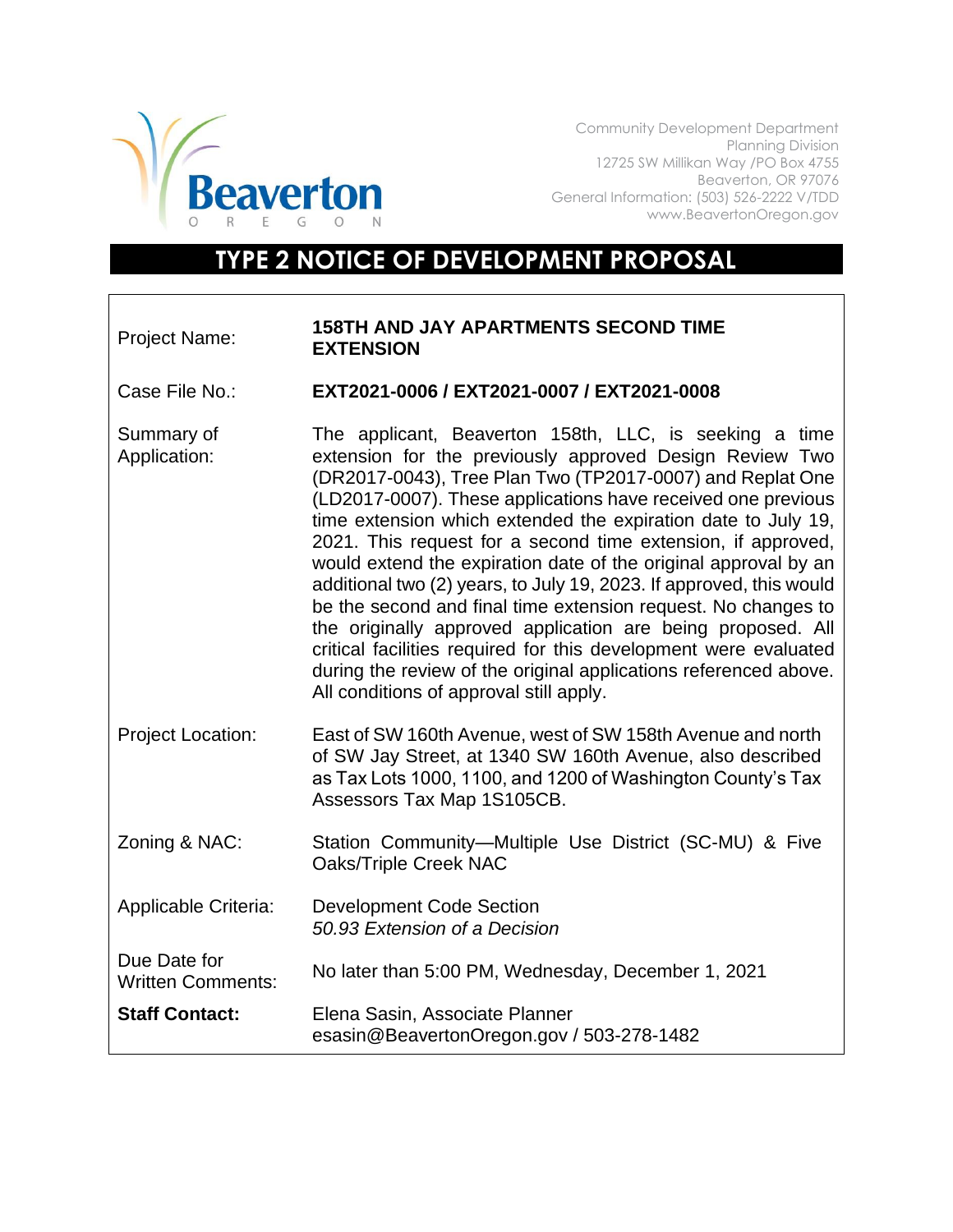Beaverton
OREGON

Community Development Department
Planning Division
12725 SW Millikan Way /PO Box 4755
Beaverton, OR 97076
General Information: (503) 526-2222 V/TDD
www.BeavertonOregon.gov

# TYPE 2 NOTICE OF DEVELOPMENT PROPOSAL

| | |
|---|---|
| Project Name: | **158TH AND JAY APARTMENTS SECOND TIME EXTENSION** |
| Case File No.: | **EXT2021-0006 / EXT2021-0007 / EXT2021-0008** |
| Summary of Application: | The applicant, Beaverton 158th, LLC, is seeking a time extension for the previously approved Design Review Two (DR2017-0043), Tree Plan Two (TP2017-0007) and Replat One (LD2017-0007). These applications have received one previous time extension which extended the expiration date to July 19, 2021. This request for a second time extension, if approved, would extend the expiration date of the original approval by an additional two (2) years, to July 19, 2023. If approved, this would be the second and final time extension request. No changes to the originally approved application are being proposed. All critical facilities required for this development were evaluated during the review of the original applications referenced above. All conditions of approval still apply. |
| Project Location: | East of SW 160th Avenue, west of SW 158th Avenue and north of SW Jay Street, at 1340 SW 160th Avenue, also described as Tax Lots 1000, 1100, and 1200 of Washington County's Tax Assessors Tax Map 1S105CB. |
| Zoning & NAC: | Station Community—Multiple Use District (SC-MU) & Five Oaks/Triple Creek NAC |
| Applicable Criteria: | Development Code Section *50.93 Extension of a Decision* |
| Due Date for Written Comments: | No later than 5:00 PM, Wednesday, December 1, 2021 |
| **Staff Contact:** | Elena Sasin, Associate Planner esasin@BeavertonOregon.gov / 503-278-1482 |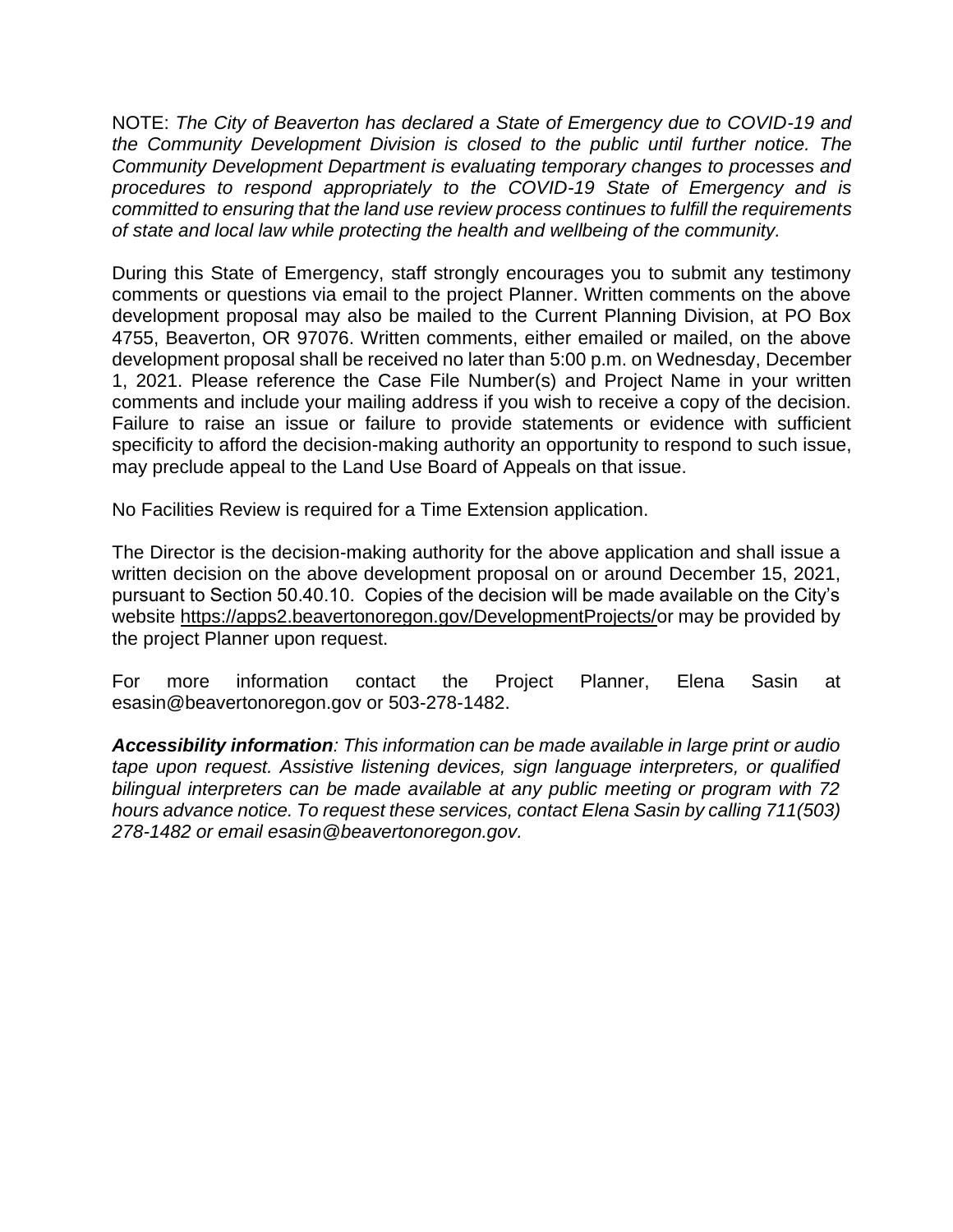NOTE: *The City of Beaverton has declared a State of Emergency due to COVID-19 and the Community Development Division is closed to the public until further notice. The Community Development Department is evaluating temporary changes to processes and procedures to respond appropriately to the COVID-19 State of Emergency and is committed to ensuring that the land use review process continues to fulfill the requirements of state and local law while protecting the health and wellbeing of the community.*

During this State of Emergency, staff strongly encourages you to submit any testimony comments or questions via email to the project Planner. Written comments on the above development proposal may also be mailed to the Current Planning Division, at PO Box 4755, Beaverton, OR 97076. Written comments, either emailed or mailed, on the above development proposal shall be received no later than 5:00 p.m. on Wednesday, December 1, 2021. Please reference the Case File Number(s) and Project Name in your written comments and include your mailing address if you wish to receive a copy of the decision. Failure to raise an issue or failure to provide statements or evidence with sufficient specificity to afford the decision-making authority an opportunity to respond to such issue, may preclude appeal to the Land Use Board of Appeals on that issue.

No Facilities Review is required for a Time Extension application.

The Director is the decision-making authority for the above application and shall issue a written decision on the above development proposal on or around December 15, 2021, pursuant to Section 50.40.10. Copies of the decision will be made available on the City's website https://apps2.beavertonoregon.gov/DevelopmentProjects/or may be provided by the project Planner upon request.

For more information contact the Project Planner, Elena Sasin at esasin@beavertonoregon.gov or 503-278-1482.

***Accessibility information****: This information can be made available in large print or audio tape upon request. Assistive listening devices, sign language interpreters, or qualified bilingual interpreters can be made available at any public meeting or program with 72 hours advance notice. To request these services, contact Elena Sasin by calling 711(503) 278-1482 or email esasin@beavertonoregon.gov.*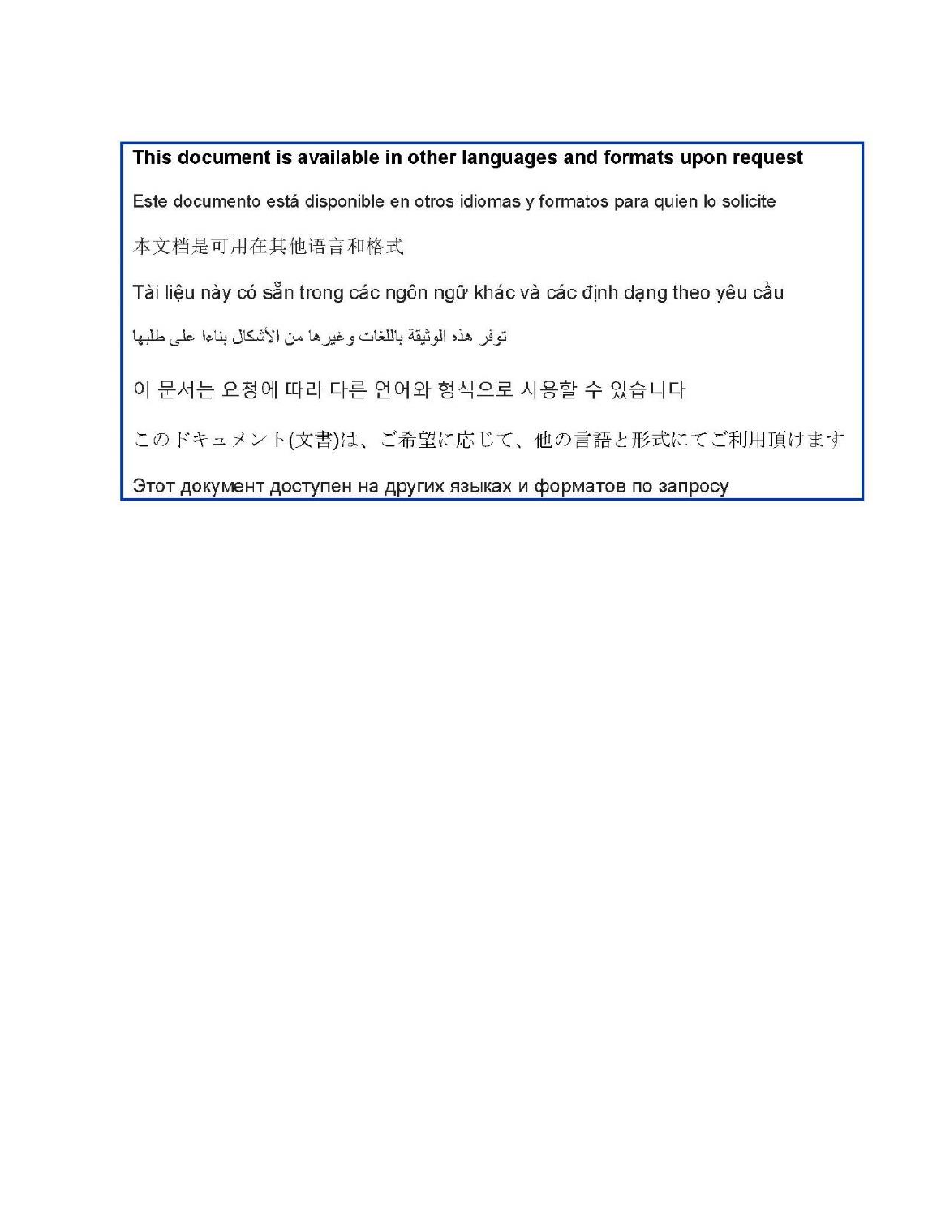**This document is available in other languages and formats upon request**

Este documento está disponible en otros idiomas y formatos para quien lo solicite

本文档是可用在其他语言和格式

Tài liệu này có sẵn trong các ngôn ngữ khác và các định dạng theo yêu cầu

توفر هذه الوثيقة باللغات وغيرها من الأشكال بناءا على طلبها

이 문서는 요청에 따라 다른 언어와 형식으로 사용할 수 있습니다

このドキュメント(文書)は、ご希望に応じて、他の言語と形式にてご利用頂けます

Этот документ доступен на других языках и форматов по запросу